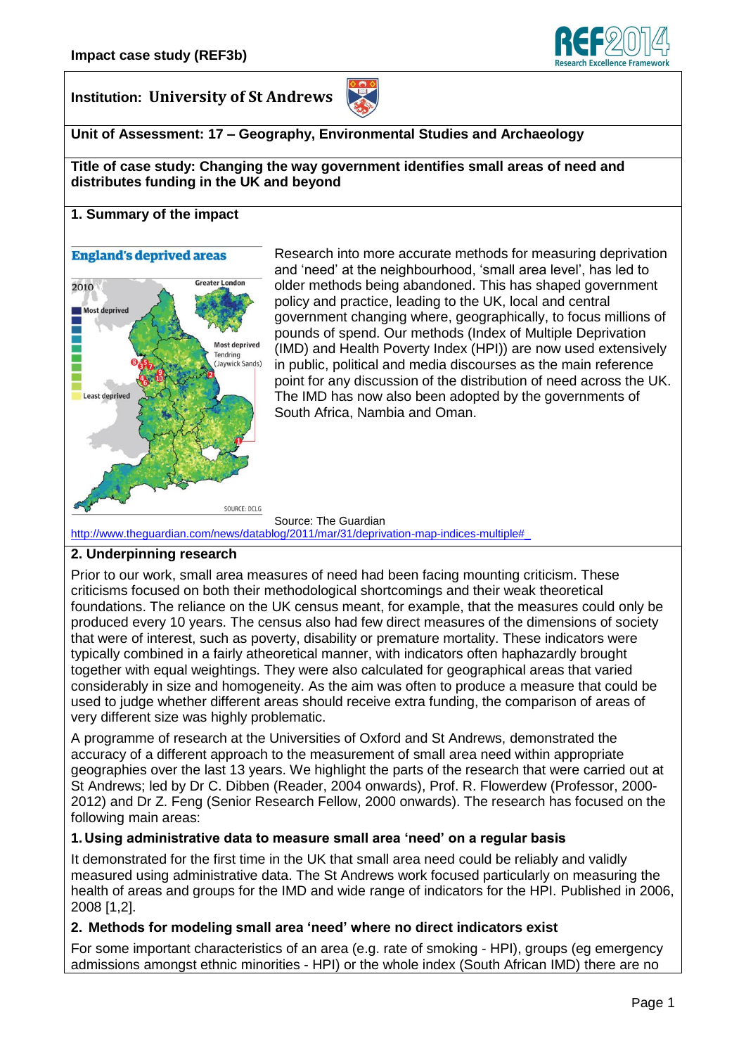**Impact case study (REF3b)**

**Institution: University of St Andrews**

**Unit of Assessment: 17 – Geography, Environmental Studies and Archaeology**

**Title of case study: Changing the way government identifies small areas of need and distributes funding in the UK and beyond**

## 1. Summary of the impact

Research into more accurate methods for measuring deprivation and 'need' at the neighbourhood, 'small area level', has led to older methods being abandoned. This has shaped government policy and practice, leading to the UK, local and central government changing where, geographically, to focus millions of pounds of spend. Our methods (Index of Multiple Deprivation (IMD) and Health Poverty Index (HPI)) are now used extensively in public, political and media discourses as the main reference point for any discussion of the distribution of need across the UK. The IMD has now also been adopted by the governments of South Africa, Nambia and Oman.

Source: The Guardian
http://www.theguardian.com/news/datablog/2011/mar/31/deprivation-map-indices-multiple#_

## 2. Underpinning research

Prior to our work, small area measures of need had been facing mounting criticism. These criticisms focused on both their methodological shortcomings and their weak theoretical foundations. The reliance on the UK census meant, for example, that the measures could only be produced every 10 years. The census also had few direct measures of the dimensions of society that were of interest, such as poverty, disability or premature mortality. These indicators were typically combined in a fairly atheoretical manner, with indicators often haphazardly brought together with equal weightings. They were also calculated for geographical areas that varied considerably in size and homogeneity. As the aim was often to produce a measure that could be used to judge whether different areas should receive extra funding, the comparison of areas of very different size was highly problematic.

A programme of research at the Universities of Oxford and St Andrews, demonstrated the accuracy of a different approach to the measurement of small area need within appropriate geographies over the last 13 years. We highlight the parts of the research that were carried out at St Andrews; led by Dr C. Dibben (Reader, 2004 onwards), Prof. R. Flowerdew (Professor, 2000-2012) and Dr Z. Feng (Senior Research Fellow, 2000 onwards). The research has focused on the following main areas:

### 1. Using administrative data to measure small area 'need' on a regular basis

It demonstrated for the first time in the UK that small area need could be reliably and validly measured using administrative data. The St Andrews work focused particularly on measuring the health of areas and groups for the IMD and wide range of indicators for the HPI. Published in 2006, 2008 [1,2].

### 2. Methods for modeling small area 'need' where no direct indicators exist

For some important characteristics of an area (e.g. rate of smoking - HPI), groups (eg emergency admissions amongst ethnic minorities - HPI) or the whole index (South African IMD) there are no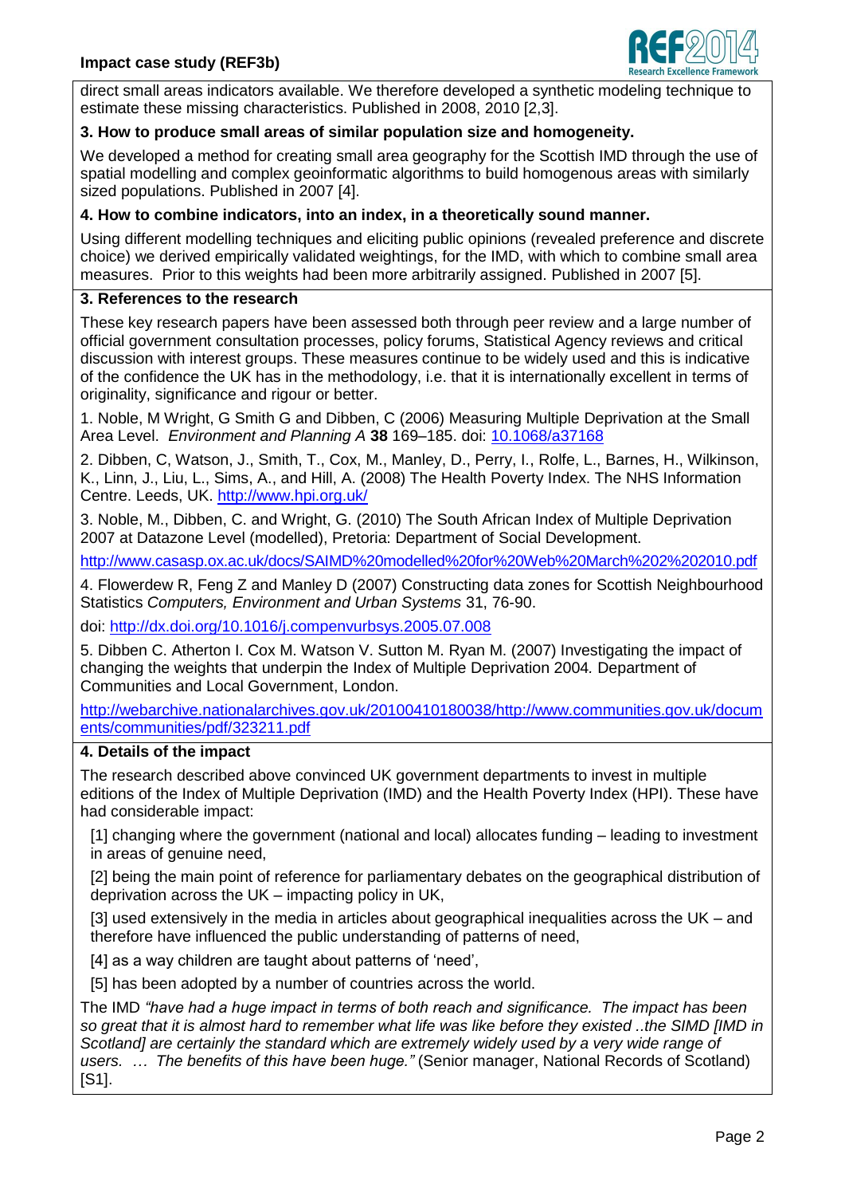direct small areas indicators available. We therefore developed a synthetic modeling technique to estimate these missing characteristics. Published in 2008, 2010 [2,3].

**3. How to produce small areas of similar population size and homogeneity.**

We developed a method for creating small area geography for the Scottish IMD through the use of spatial modelling and complex geoinformatic algorithms to build homogenous areas with similarly sized populations. Published in 2007 [4].

**4. How to combine indicators, into an index, in a theoretically sound manner.**

Using different modelling techniques and eliciting public opinions (revealed preference and discrete choice) we derived empirically validated weightings, for the IMD, with which to combine small area measures. Prior to this weights had been more arbitrarily assigned. Published in 2007 [5].

## 3. References to the research

These key research papers have been assessed both through peer review and a large number of official government consultation processes, policy forums, Statistical Agency reviews and critical discussion with interest groups. These measures continue to be widely used and this is indicative of the confidence the UK has in the methodology, i.e. that it is internationally excellent in terms of originality, significance and rigour or better.

1. Noble, M Wright, G Smith G and Dibben, C (2006) Measuring Multiple Deprivation at the Small Area Level. *Environment and Planning A* **38** 169–185. doi: 10.1068/a37168

2. Dibben, C, Watson, J., Smith, T., Cox, M., Manley, D., Perry, I., Rolfe, L., Barnes, H., Wilkinson, K., Linn, J., Liu, L., Sims, A., and Hill, A. (2008) The Health Poverty Index. The NHS Information Centre. Leeds, UK. http://www.hpi.org.uk/

3. Noble, M., Dibben, C. and Wright, G. (2010) The South African Index of Multiple Deprivation 2007 at Datazone Level (modelled), Pretoria: Department of Social Development.

http://www.casasp.ox.ac.uk/docs/SAIMD%20modelled%20for%20Web%20March%202%202010.pdf

4. Flowerdew R, Feng Z and Manley D (2007) Constructing data zones for Scottish Neighbourhood Statistics *Computers, Environment and Urban Systems* 31, 76-90.

doi: http://dx.doi.org/10.1016/j.compenvurbsys.2005.07.008

5. Dibben C. Atherton I. Cox M. Watson V. Sutton M. Ryan M. (2007) Investigating the impact of changing the weights that underpin the Index of Multiple Deprivation 2004*.* Department of Communities and Local Government, London.

http://webarchive.nationalarchives.gov.uk/20100410180038/http://www.communities.gov.uk/documents/communities/pdf/323211.pdf

## 4. Details of the impact

The research described above convinced UK government departments to invest in multiple editions of the Index of Multiple Deprivation (IMD) and the Health Poverty Index (HPI). These have had considerable impact:

[1] changing where the government (national and local) allocates funding – leading to investment in areas of genuine need,

[2] being the main point of reference for parliamentary debates on the geographical distribution of deprivation across the UK – impacting policy in UK,

[3] used extensively in the media in articles about geographical inequalities across the UK – and therefore have influenced the public understanding of patterns of need,

[4] as a way children are taught about patterns of 'need',

[5] has been adopted by a number of countries across the world.

The IMD *"have had a huge impact in terms of both reach and significance. The impact has been so great that it is almost hard to remember what life was like before they existed ..the SIMD [IMD in Scotland] are certainly the standard which are extremely widely used by a very wide range of users. … The benefits of this have been huge."* (Senior manager, National Records of Scotland) [S1].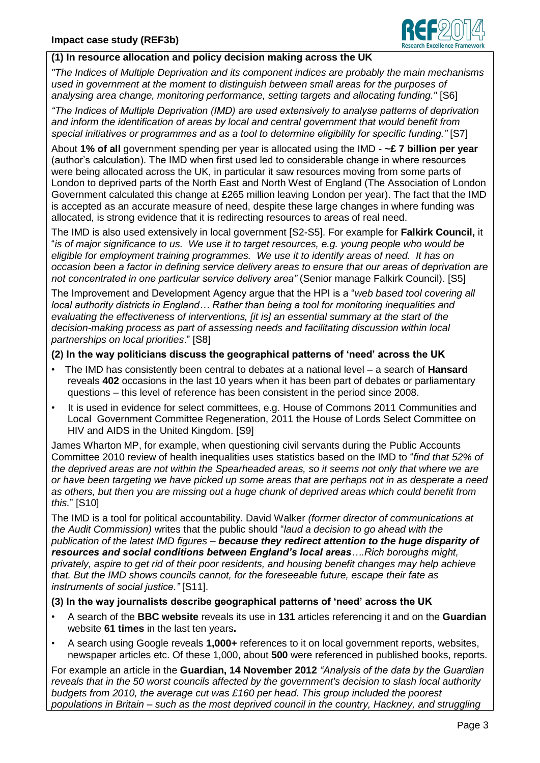**(1) In resource allocation and policy decision making across the UK**

*"The Indices of Multiple Deprivation and its component indices are probably the main mechanisms used in government at the moment to distinguish between small areas for the purposes of analysing area change, monitoring performance, setting targets and allocating funding."* [S6]

*"The Indices of Multiple Deprivation (IMD) are used extensively to analyse patterns of deprivation and inform the identification of areas by local and central government that would benefit from special initiatives or programmes and as a tool to determine eligibility for specific funding."* [S7]

About **1% of all** government spending per year is allocated using the IMD - **~£ 7 billion per year** (author's calculation). The IMD when first used led to considerable change in where resources were being allocated across the UK, in particular it saw resources moving from some parts of London to deprived parts of the North East and North West of England (The Association of London Government calculated this change at £265 million leaving London per year). The fact that the IMD is accepted as an accurate measure of need, despite these large changes in where funding was allocated, is strong evidence that it is redirecting resources to areas of real need.

The IMD is also used extensively in local government [S2-S5]. For example for **Falkirk Council,** it "*is of major significance to us. We use it to target resources, e.g. young people who would be eligible for employment training programmes. We use it to identify areas of need. It has on occasion been a factor in defining service delivery areas to ensure that our areas of deprivation are not concentrated in one particular service delivery area"* (Senior manage Falkirk Council). [S5]

The Improvement and Development Agency argue that the HPI is a "*web based tool covering all local authority districts in England… Rather than being a tool for monitoring inequalities and evaluating the effectiveness of interventions, [it is] an essential summary at the start of the decision-making process as part of assessing needs and facilitating discussion within local partnerships on local priorities*." [S8]

**(2) In the way politicians discuss the geographical patterns of 'need' across the UK**

- The IMD has consistently been central to debates at a national level – a search of **Hansard** reveals **402** occasions in the last 10 years when it has been part of debates or parliamentary questions – this level of reference has been consistent in the period since 2008.
- It is used in evidence for select committees, e.g. House of Commons 2011 Communities and Local Government Committee Regeneration, 2011 the House of Lords Select Committee on HIV and AIDS in the United Kingdom. [S9]

James Wharton MP, for example, when questioning civil servants during the Public Accounts Committee 2010 review of health inequalities uses statistics based on the IMD to "*find that 52% of the deprived areas are not within the Spearheaded areas, so it seems not only that where we are or have been targeting we have picked up some areas that are perhaps not in as desperate a need as others, but then you are missing out a huge chunk of deprived areas which could benefit from this.*" [S10]

The IMD is a tool for political accountability. David Walker *(former director of communications at the Audit Commission)* writes that the public should "*laud a decision to go ahead with the publication of the latest IMD figures –* ***because they redirect attention to the huge disparity of resources and social conditions between England's local areas****….Rich boroughs might, privately, aspire to get rid of their poor residents, and housing benefit changes may help achieve that. But the IMD shows councils cannot, for the foreseeable future, escape their fate as instruments of social justice."* [S11].

**(3) In the way journalists describe geographical patterns of 'need' across the UK**

- A search of the **BBC website** reveals its use in **131** articles referencing it and on the **Guardian** website **61 times** in the last ten years**.**
- A search using Google reveals **1,000+** references to it on local government reports, websites, newspaper articles etc. Of these 1,000, about **500** were referenced in published books, reports.

For example an article in the **Guardian, 14 November 2012** *"Analysis of the data by the Guardian reveals that in the 50 worst councils affected by the government's decision to slash local authority budgets from 2010, the average cut was £160 per head. This group included the poorest populations in Britain – such as the most deprived council in the country, Hackney, and struggling*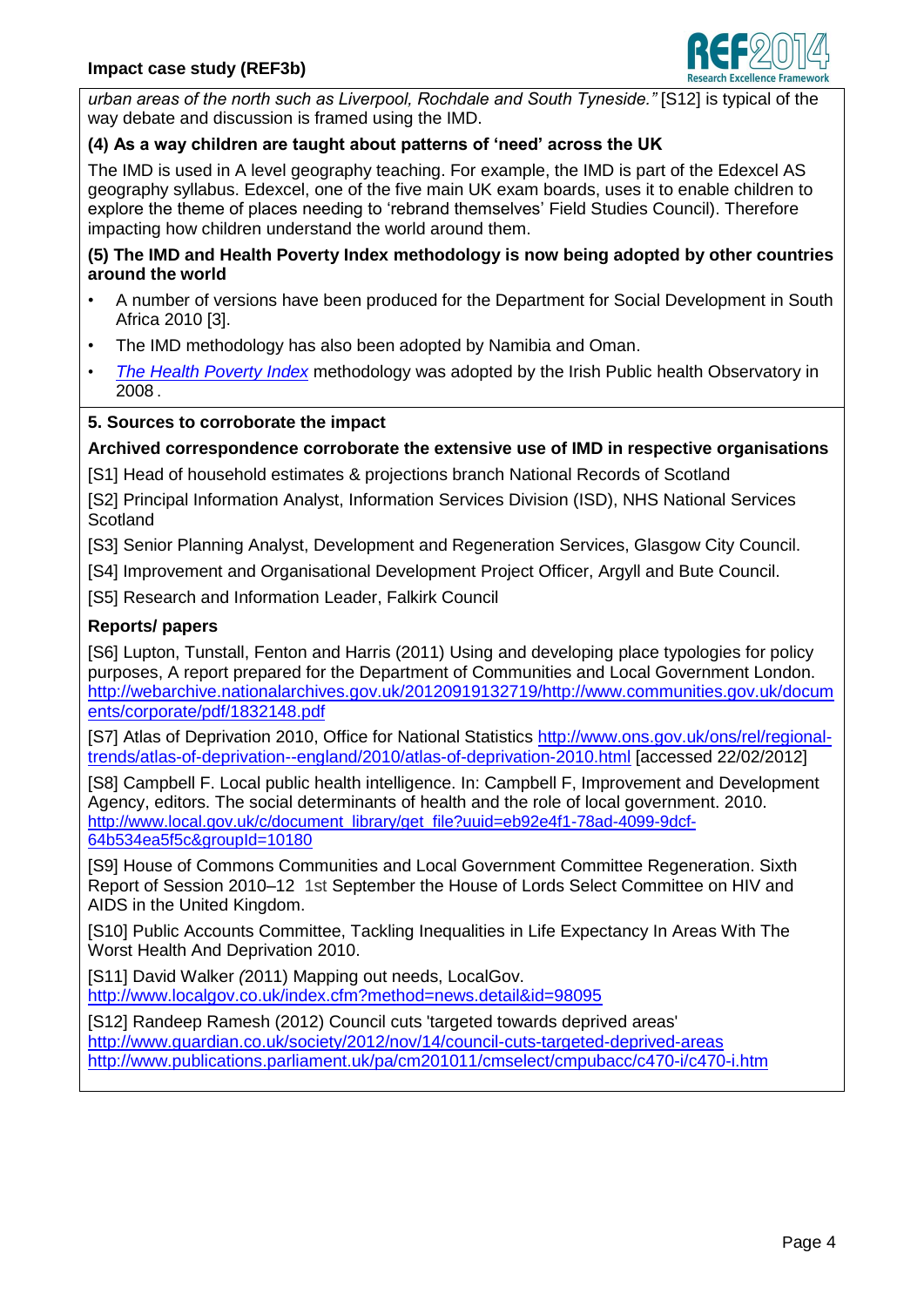*urban areas of the north such as Liverpool, Rochdale and South Tyneside."* [S12] is typical of the way debate and discussion is framed using the IMD.

**(4) As a way children are taught about patterns of 'need' across the UK**

The IMD is used in A level geography teaching. For example, the IMD is part of the Edexcel AS geography syllabus. Edexcel, one of the five main UK exam boards, uses it to enable children to explore the theme of places needing to 'rebrand themselves' Field Studies Council). Therefore impacting how children understand the world around them.

**(5) The IMD and Health Poverty Index methodology is now being adopted by other countries around the world**

- A number of versions have been produced for the Department for Social Development in South Africa 2010 [3].
- The IMD methodology has also been adopted by Namibia and Oman.
- *The Health Poverty Index* methodology was adopted by the Irish Public health Observatory in 2008 .

## 5. Sources to corroborate the impact

**Archived correspondence corroborate the extensive use of IMD in respective organisations**

[S1] Head of household estimates & projections branch National Records of Scotland

[S2] Principal Information Analyst, Information Services Division (ISD), NHS National Services Scotland

[S3] Senior Planning Analyst, Development and Regeneration Services, Glasgow City Council.

[S4] Improvement and Organisational Development Project Officer, Argyll and Bute Council.

[S5] Research and Information Leader, Falkirk Council

**Reports/ papers**

[S6] Lupton, Tunstall, Fenton and Harris (2011) Using and developing place typologies for policy purposes, A report prepared for the Department of Communities and Local Government London. http://webarchive.nationalarchives.gov.uk/20120919132719/http://www.communities.gov.uk/documents/corporate/pdf/1832148.pdf

[S7] Atlas of Deprivation 2010, Office for National Statistics http://www.ons.gov.uk/ons/rel/regional-trends/atlas-of-deprivation--england/2010/atlas-of-deprivation-2010.html [accessed 22/02/2012]

[S8] Campbell F. Local public health intelligence. In: Campbell F, Improvement and Development Agency, editors. The social determinants of health and the role of local government. 2010. http://www.local.gov.uk/c/document_library/get_file?uuid=eb92e4f1-78ad-4099-9dcf-64b534ea5f5c&groupId=10180

[S9] House of Commons Communities and Local Government Committee Regeneration. Sixth Report of Session 2010–12 1st September the House of Lords Select Committee on HIV and AIDS in the United Kingdom.

[S10] Public Accounts Committee, Tackling Inequalities in Life Expectancy In Areas With The Worst Health And Deprivation 2010.

[S11] David Walker *(*2011) Mapping out needs, LocalGov. http://www.localgov.co.uk/index.cfm?method=news.detail&id=98095

[S12] Randeep Ramesh (2012) Council cuts 'targeted towards deprived areas' http://www.guardian.co.uk/society/2012/nov/14/council-cuts-targeted-deprived-areas http://www.publications.parliament.uk/pa/cm201011/cmselect/cmpubacc/c470-i/c470-i.htm